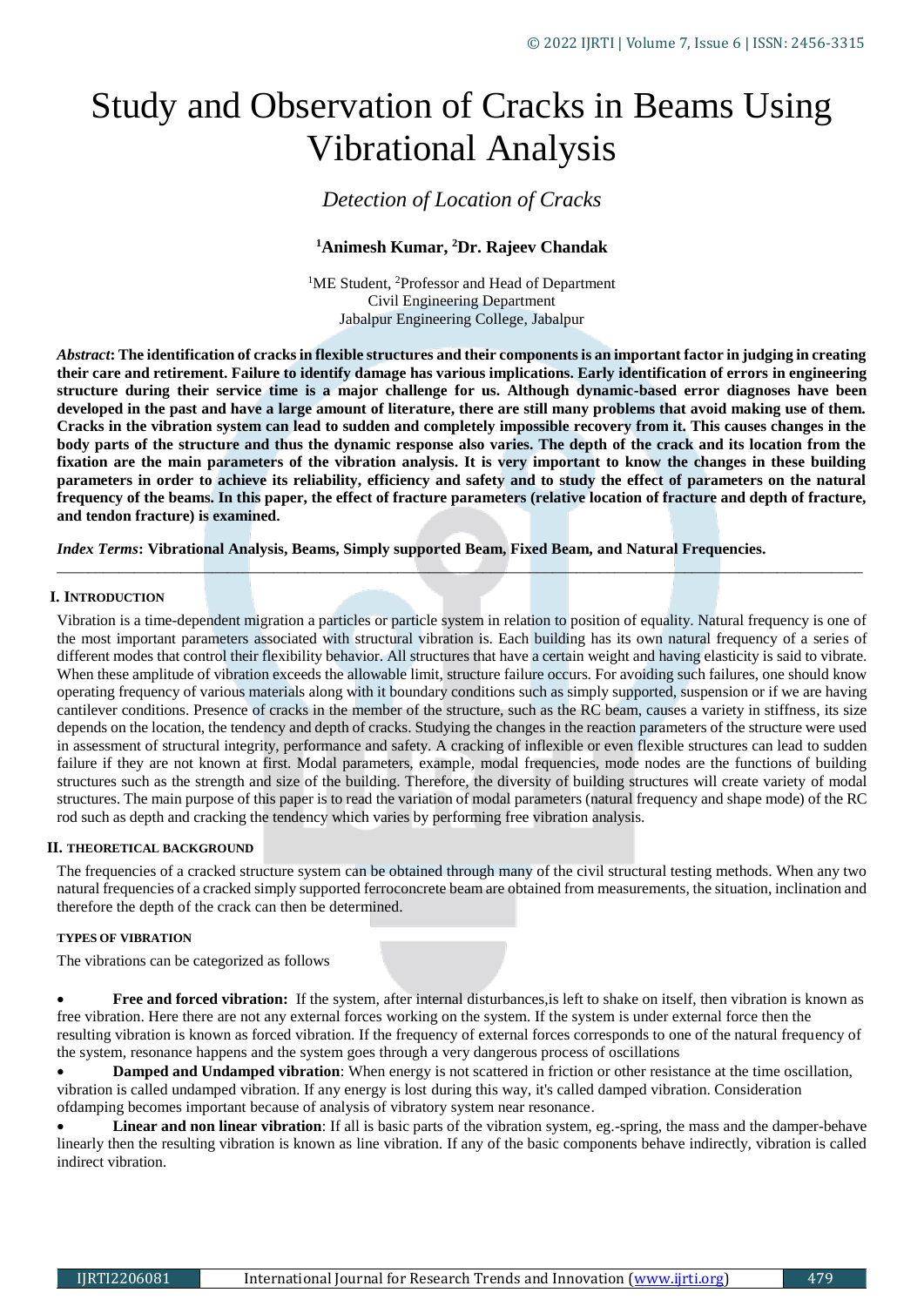# Study and Observation of Cracks in Beams Using Vibrational Analysis

## *Detection of Location of Cracks*

**[1]Animesh Kumar, [2]Dr. Rajeev Chandak**

[1]ME Student, [2]Professor and Head of Department
Civil Engineering Department
Jabalpur Engineering College, Jabalpur

***Abstract*: The identification of cracks in flexible structures and their components is an important factor in judging in creating their care and retirement. Failure to identify damage has various implications. Early identification of errors in engineering structure during their service time is a major challenge for us. Although dynamic-based error diagnoses have been developed in the past and have a large amount of literature, there are still many problems that avoid making use of them. Cracks in the vibration system can lead to sudden and completely impossible recovery from it. This causes changes in the body parts of the structure and thus the dynamic response also varies. The depth of the crack and its location from the fixation are the main parameters of the vibration analysis. It is very important to know the changes in these building parameters in order to achieve its reliability, efficiency and safety and to study the effect of parameters on the natural frequency of the beams. In this paper, the effect of fracture parameters (relative location of fracture and depth of fracture, and tendon fracture) is examined.**

***Index Terms*: Vibrational Analysis, Beams, Simply supported Beam, Fixed Beam, and Natural Frequencies.**

## I. INTRODUCTION

Vibration is a time-dependent migration a particles or particle system in relation to position of equality. Natural frequency is one of the most important parameters associated with structural vibration is. Each building has its own natural frequency of a series of different modes that control their flexibility behavior. All structures that have a certain weight and having elasticity is said to vibrate. When these amplitude of vibration exceeds the allowable limit, structure failure occurs. For avoiding such failures, one should know operating frequency of various materials along with it boundary conditions such as simply supported, suspension or if we are having cantilever conditions. Presence of cracks in the member of the structure, such as the RC beam, causes a variety in stiffness, its size depends on the location, the tendency and depth of cracks. Studying the changes in the reaction parameters of the structure were used in assessment of structural integrity, performance and safety. A cracking of inflexible or even flexible structures can lead to sudden failure if they are not known at first. Modal parameters, example, modal frequencies, mode nodes are the functions of building structures such as the strength and size of the building. Therefore, the diversity of building structures will create variety of modal structures. The main purpose of this paper is to read the variation of modal parameters (natural frequency and shape mode) of the RC rod such as depth and cracking the tendency which varies by performing free vibration analysis.

## II. THEORETICAL BACKGROUND

The frequencies of a cracked structure system can be obtained through many of the civil structural testing methods. When any two natural frequencies of a cracked simply supported ferroconcrete beam are obtained from measurements, the situation, inclination and therefore the depth of the crack can then be determined.

### TYPES OF VIBRATION

The vibrations can be categorized as follows

- **Free and forced vibration:** If the system, after internal disturbances,is left to shake on itself, then vibration is known as free vibration. Here there are not any external forces working on the system. If the system is under external force then the resulting vibration is known as forced vibration. If the frequency of external forces corresponds to one of the natural frequency of the system, resonance happens and the system goes through a very dangerous process of oscillations
- **Damped and Undamped vibration**: When energy is not scattered in friction or other resistance at the time oscillation, vibration is called undamped vibration. If any energy is lost during this way, it's called damped vibration. Consideration ofdamping becomes important because of analysis of vibratory system near resonance.
- **Linear and non linear vibration**: If all is basic parts of the vibration system, eg.-spring, the mass and the damper-behave linearly then the resulting vibration is known as line vibration. If any of the basic components behave indirectly, vibration is called indirect vibration.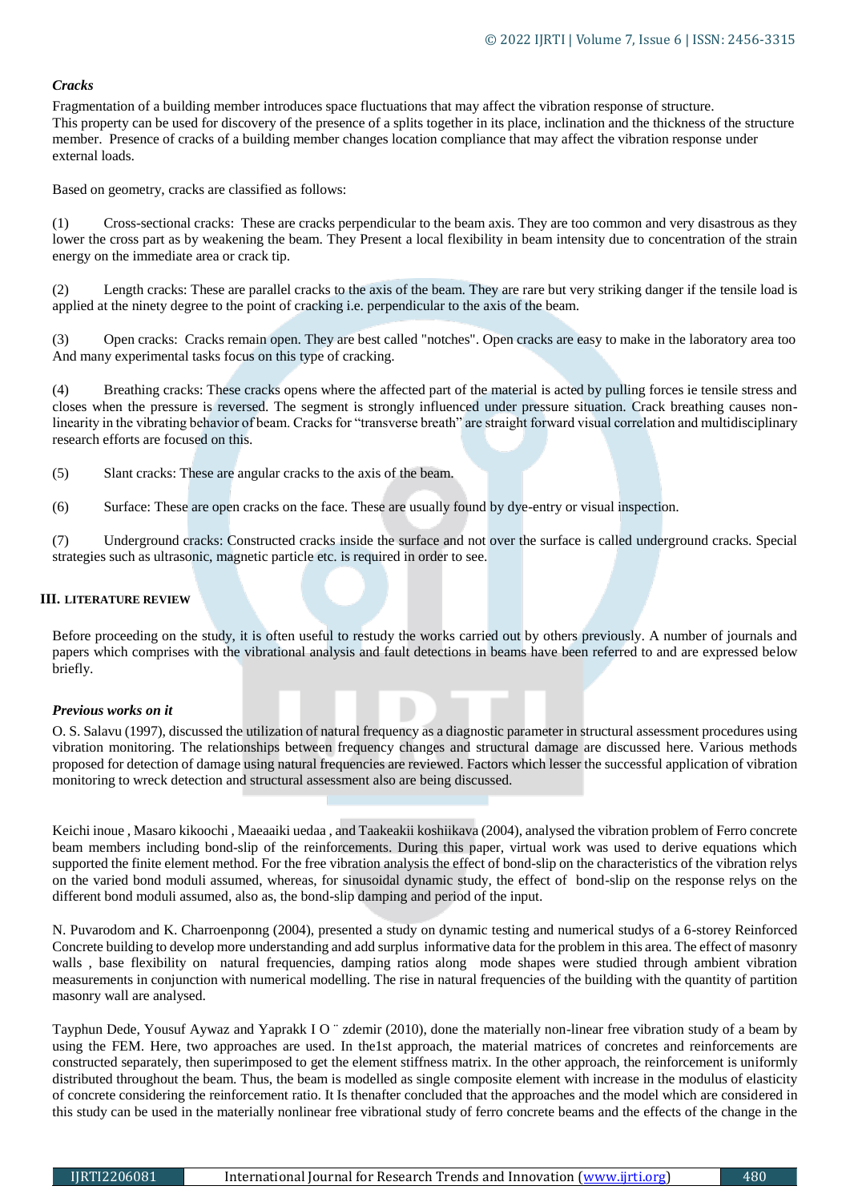### *Cracks*

Fragmentation of a building member introduces space fluctuations that may affect the vibration response of structure. This property can be used for discovery of the presence of a splits together in its place, inclination and the thickness of the structure member. Presence of cracks of a building member changes location compliance that may affect the vibration response under external loads.

Based on geometry, cracks are classified as follows:

(1) Cross-sectional cracks: These are cracks perpendicular to the beam axis. They are too common and very disastrous as they lower the cross part as by weakening the beam. They Present a local flexibility in beam intensity due to concentration of the strain energy on the immediate area or crack tip.

(2) Length cracks: These are parallel cracks to the axis of the beam. They are rare but very striking danger if the tensile load is applied at the ninety degree to the point of cracking i.e. perpendicular to the axis of the beam.

(3) Open cracks: Cracks remain open. They are best called "notches". Open cracks are easy to make in the laboratory area too And many experimental tasks focus on this type of cracking.

(4) Breathing cracks: These cracks opens where the affected part of the material is acted by pulling forces ie tensile stress and closes when the pressure is reversed. The segment is strongly influenced under pressure situation. Crack breathing causes non-linearity in the vibrating behavior of beam. Cracks for "transverse breath" are straight forward visual correlation and multidisciplinary research efforts are focused on this.

(5) Slant cracks: These are angular cracks to the axis of the beam.

(6) Surface: These are open cracks on the face. These are usually found by dye-entry or visual inspection.

(7) Underground cracks: Constructed cracks inside the surface and not over the surface is called underground cracks. Special strategies such as ultrasonic, magnetic particle etc. is required in order to see.

## III. LITERATURE REVIEW

Before proceeding on the study, it is often useful to restudy the works carried out by others previously. A number of journals and papers which comprises with the vibrational analysis and fault detections in beams have been referred to and are expressed below briefly.

### *Previous works on it*

O. S. Salavu (1997), discussed the utilization of natural frequency as a diagnostic parameter in structural assessment procedures using vibration monitoring. The relationships between frequency changes and structural damage are discussed here. Various methods proposed for detection of damage using natural frequencies are reviewed. Factors which lesser the successful application of vibration monitoring to wreck detection and structural assessment also are being discussed.

Keichi inoue , Masaro kikoochi , Maeaaiki uedaa , and Taakeakii koshiikava (2004), analysed the vibration problem of Ferro concrete beam members including bond-slip of the reinforcements. During this paper, virtual work was used to derive equations which supported the finite element method. For the free vibration analysis the effect of bond-slip on the characteristics of the vibration relys on the varied bond moduli assumed, whereas, for sinusoidal dynamic study, the effect of bond-slip on the response relys on the different bond moduli assumed, also as, the bond-slip damping and period of the input.

N. Puvarodom and K. Charroenponng (2004), presented a study on dynamic testing and numerical studys of a 6-storey Reinforced Concrete building to develop more understanding and add surplus informative data for the problem in this area. The effect of masonry walls , base flexibility on natural frequencies, damping ratios along mode shapes were studied through ambient vibration measurements in conjunction with numerical modelling. The rise in natural frequencies of the building with the quantity of partition masonry wall are analysed.

Tayphun Dede, Yousuf Aywaz and Yaprakk I O ¨ zdemir (2010), done the materially non-linear free vibration study of a beam by using the FEM. Here, two approaches are used. In the1st approach, the material matrices of concretes and reinforcements are constructed separately, then superimposed to get the element stiffness matrix. In the other approach, the reinforcement is uniformly distributed throughout the beam. Thus, the beam is modelled as single composite element with increase in the modulus of elasticity of concrete considering the reinforcement ratio. It Is thenafter concluded that the approaches and the model which are considered in this study can be used in the materially nonlinear free vibrational study of ferro concrete beams and the effects of the change in the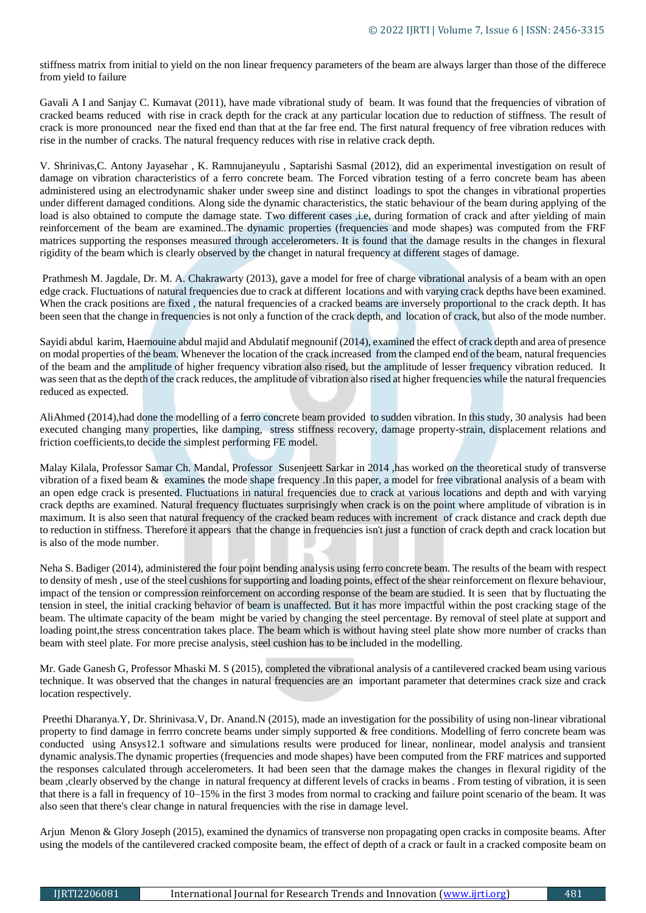stiffness matrix from initial to yield on the non linear frequency parameters of the beam are always larger than those of the differece from yield to failure

Gavali A I and Sanjay C. Kumavat (2011), have made vibrational study of beam. It was found that the frequencies of vibration of cracked beams reduced with rise in crack depth for the crack at any particular location due to reduction of stiffness. The result of crack is more pronounced near the fixed end than that at the far free end. The first natural frequency of free vibration reduces with rise in the number of cracks. The natural frequency reduces with rise in relative crack depth.

V. Shrinivas,C. Antony Jayasehar , K. Ramnujaneyulu , Saptarishi Sasmal (2012), did an experimental investigation on result of damage on vibration characteristics of a ferro concrete beam. The Forced vibration testing of a ferro concrete beam has abeen administered using an electrodynamic shaker under sweep sine and distinct loadings to spot the changes in vibrational properties under different damaged conditions. Along side the dynamic characteristics, the static behaviour of the beam during applying of the load is also obtained to compute the damage state. Two different cases ,i.e, during formation of crack and after yielding of main reinforcement of the beam are examined..The dynamic properties (frequencies and mode shapes) was computed from the FRF matrices supporting the responses measured through accelerometers. It is found that the damage results in the changes in flexural rigidity of the beam which is clearly observed by the changet in natural frequency at different stages of damage.

Prathmesh M. Jagdale, Dr. M. A. Chakrawarty (2013), gave a model for free of charge vibrational analysis of a beam with an open edge crack. Fluctuations of natural frequencies due to crack at different locations and with varying crack depths have been examined. When the crack positions are fixed , the natural frequencies of a cracked beams are inversely proportional to the crack depth. It has been seen that the change in frequencies is not only a function of the crack depth, and location of crack, but also of the mode number.

Sayidi abdul karim, Haemouine abdul majid and Abdulatif megnounif (2014), examined the effect of crack depth and area of presence on modal properties of the beam. Whenever the location of the crack increased from the clamped end of the beam, natural frequencies of the beam and the amplitude of higher frequency vibration also rised, but the amplitude of lesser frequency vibration reduced. It was seen that as the depth of the crack reduces, the amplitude of vibration also rised at higher frequencies while the natural frequencies reduced as expected.

AliAhmed (2014),had done the modelling of a ferro concrete beam provided to sudden vibration. In this study, 30 analysis had been executed changing many properties, like damping, stress stiffness recovery, damage property-strain, displacement relations and friction coefficients,to decide the simplest performing FE model.

Malay Kilala, Professor Samar Ch. Mandal, Professor Susenjeett Sarkar in 2014 ,has worked on the theoretical study of transverse vibration of a fixed beam & examines the mode shape frequency .In this paper, a model for free vibrational analysis of a beam with an open edge crack is presented. Fluctuations in natural frequencies due to crack at various locations and depth and with varying crack depths are examined. Natural frequency fluctuates surprisingly when crack is on the point where amplitude of vibration is in maximum. It is also seen that natural frequency of the cracked beam reduces with increment of crack distance and crack depth due to reduction in stiffness. Therefore it appears that the change in frequencies isn't just a function of crack depth and crack location but is also of the mode number.

Neha S. Badiger (2014), administered the four point bending analysis using ferro concrete beam. The results of the beam with respect to density of mesh , use of the steel cushions for supporting and loading points, effect of the shear reinforcement on flexure behaviour, impact of the tension or compression reinforcement on according response of the beam are studied. It is seen that by fluctuating the tension in steel, the initial cracking behavior of beam is unaffected. But it has more impactful within the post cracking stage of the beam. The ultimate capacity of the beam might be varied by changing the steel percentage. By removal of steel plate at support and loading point,the stress concentration takes place. The beam which is without having steel plate show more number of cracks than beam with steel plate. For more precise analysis, steel cushion has to be included in the modelling.

Mr. Gade Ganesh G, Professor Mhaski M. S (2015), completed the vibrational analysis of a cantilevered cracked beam using various technique. It was observed that the changes in natural frequencies are an important parameter that determines crack size and crack location respectively.

Preethi Dharanya.Y, Dr. Shrinivasa.V, Dr. Anand.N (2015), made an investigation for the possibility of using non-linear vibrational property to find damage in ferrro concrete beams under simply supported & free conditions. Modelling of ferro concrete beam was conducted using Ansys12.1 software and simulations results were produced for linear, nonlinear, model analysis and transient dynamic analysis.The dynamic properties (frequencies and mode shapes) have been computed from the FRF matrices and supported the responses calculated through accelerometers. It had been seen that the damage makes the changes in flexural rigidity of the beam ,clearly observed by the change in natural frequency at different levels of cracks in beams . From testing of vibration, it is seen that there is a fall in frequency of 10–15% in the first 3 modes from normal to cracking and failure point scenario of the beam. It was also seen that there's clear change in natural frequencies with the rise in damage level.

Arjun Menon & Glory Joseph (2015), examined the dynamics of transverse non propagating open cracks in composite beams. After using the models of the cantilevered cracked composite beam, the effect of depth of a crack or fault in a cracked composite beam on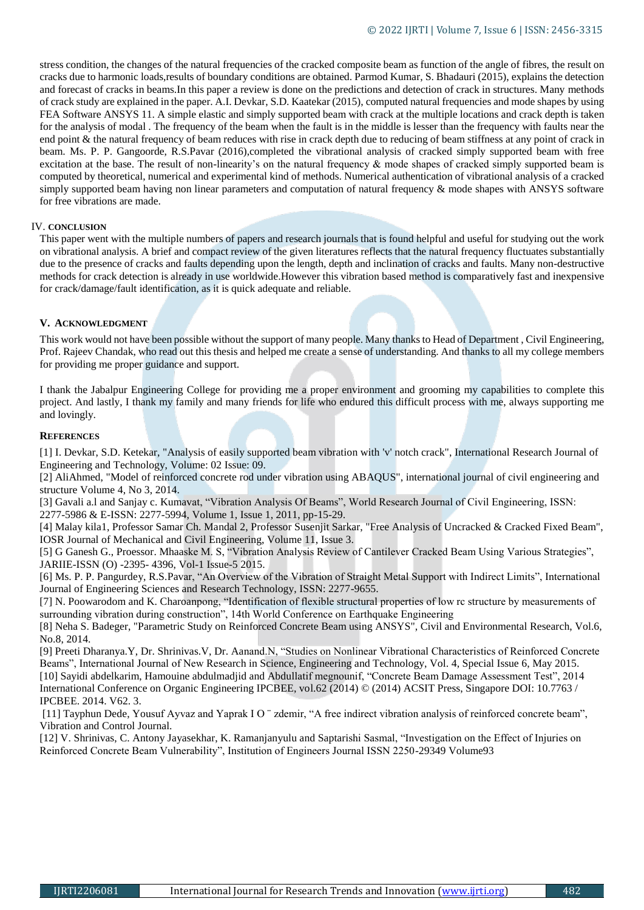stress condition, the changes of the natural frequencies of the cracked composite beam as function of the angle of fibres, the result on cracks due to harmonic loads,results of boundary conditions are obtained. Parmod Kumar, S. Bhadauri (2015), explains the detection and forecast of cracks in beams.In this paper a review is done on the predictions and detection of crack in structures. Many methods of crack study are explained in the paper. A.I. Devkar, S.D. Kaatekar (2015), computed natural frequencies and mode shapes by using FEA Software ANSYS 11. A simple elastic and simply supported beam with crack at the multiple locations and crack depth is taken for the analysis of modal . The frequency of the beam when the fault is in the middle is lesser than the frequency with faults near the end point & the natural frequency of beam reduces with rise in crack depth due to reducing of beam stiffness at any point of crack in beam. Ms. P. P. Gangoorde, R.S.Pavar (2016),completed the vibrational analysis of cracked simply supported beam with free excitation at the base. The result of non-linearity's on the natural frequency & mode shapes of cracked simply supported beam is computed by theoretical, numerical and experimental kind of methods. Numerical authentication of vibrational analysis of a cracked simply supported beam having non linear parameters and computation of natural frequency & mode shapes with ANSYS software for free vibrations are made.

## IV. CONCLUSION

This paper went with the multiple numbers of papers and research journals that is found helpful and useful for studying out the work on vibrational analysis. A brief and compact review of the given literatures reflects that the natural frequency fluctuates substantially due to the presence of cracks and faults depending upon the length, depth and inclination of cracks and faults. Many non-destructive methods for crack detection is already in use worldwide.However this vibration based method is comparatively fast and inexpensive for crack/damage/fault identification, as it is quick adequate and reliable.

## V. ACKNOWLEDGMENT

This work would not have been possible without the support of many people. Many thanks to Head of Department , Civil Engineering, Prof. Rajeev Chandak, who read out this thesis and helped me create a sense of understanding. And thanks to all my college members for providing me proper guidance and support.

I thank the Jabalpur Engineering College for providing me a proper environment and grooming my capabilities to complete this project. And lastly, I thank my family and many friends for life who endured this difficult process with me, always supporting me and lovingly.

## REFERENCES

[1] I. Devkar, S.D. Ketekar, "Analysis of easily supported beam vibration with 'v' notch crack", International Research Journal of Engineering and Technology, Volume: 02 Issue: 09.

[2] AliAhmed, "Model of reinforced concrete rod under vibration using ABAQUS", international journal of civil engineering and structure Volume 4, No 3, 2014.

[3] Gavali a.l and Sanjay c. Kumavat, "Vibration Analysis Of Beams", World Research Journal of Civil Engineering, ISSN: 2277-5986 & E-ISSN: 2277-5994, Volume 1, Issue 1, 2011, pp-15-29.

[4] Malay kila1, Professor Samar Ch. Mandal 2, Professor Susenjit Sarkar, "Free Analysis of Uncracked & Cracked Fixed Beam", IOSR Journal of Mechanical and Civil Engineering, Volume 11, Issue 3.

[5] G Ganesh G., Proessor. Mhaaske M. S, "Vibration Analysis Review of Cantilever Cracked Beam Using Various Strategies", JARIIE-ISSN (O) -2395- 4396, Vol-1 Issue-5 2015.

[6] Ms. P. P. Pangurdey, R.S.Pavar, "An Overview of the Vibration of Straight Metal Support with Indirect Limits", International Journal of Engineering Sciences and Research Technology, ISSN: 2277-9655.

[7] N. Poowarodom and K. Charoanpong, "Identification of flexible structural properties of low rc structure by measurements of surrounding vibration during construction", 14th World Conference on Earthquake Engineering

[8] Neha S. Badeger, "Parametric Study on Reinforced Concrete Beam using ANSYS", Civil and Environmental Research, Vol.6, No.8, 2014.

[9] Preeti Dharanya.Y, Dr. Shrinivas.V, Dr. Aanand.N, "Studies on Nonlinear Vibrational Characteristics of Reinforced Concrete Beams", International Journal of New Research in Science, Engineering and Technology, Vol. 4, Special Issue 6, May 2015.

[10] Sayidi abdelkarim, Hamouine abdulmadjid and Abdullatif megnounif, "Concrete Beam Damage Assessment Test", 2014 International Conference on Organic Engineering IPCBEE, vol.62 (2014) © (2014) ACSIT Press, Singapore DOI: 10.7763 / IPCBEE. 2014. V62. 3.

[11] Tayphun Dede, Yousuf Ayvaz and Yaprak I O ¨ zdemir, "A free indirect vibration analysis of reinforced concrete beam", Vibration and Control Journal.

[12] V. Shrinivas, C. Antony Jayasekhar, K. Ramanjanyulu and Saptarishi Sasmal, "Investigation on the Effect of Injuries on Reinforced Concrete Beam Vulnerability", Institution of Engineers Journal ISSN 2250-29349 Volume93